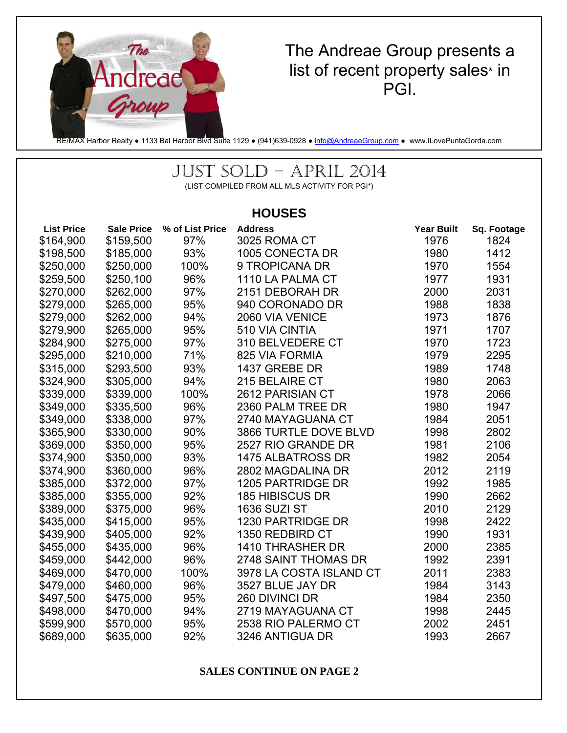The Andreae Group presents a list of recent property sales* in PGI.

RE/MAX Harbor Realty ● 1133 Bal Harbor Blvd Suite 1129 ● (941)639-0928 ● info@AndreaeGroup.com ● www.ILovePuntaGorda.com

# JUST SOLD – APRIL 2014

(LIST COMPILED FROM ALL MLS ACTIVITY FOR PGI*)

## HOUSES

| List Price | Sale Price | % of List Price | Address | Year Built | Sq. Footage |
|---|---|---|---|---|---|
| $164,900 | $159,500 | 97% | 3025 ROMA CT | 1976 | 1824 |
| $198,500 | $185,000 | 93% | 1005 CONECTA DR | 1980 | 1412 |
| $250,000 | $250,000 | 100% | 9 TROPICANA DR | 1970 | 1554 |
| $259,500 | $250,100 | 96% | 1110 LA PALMA CT | 1977 | 1931 |
| $270,000 | $262,000 | 97% | 2151 DEBORAH DR | 2000 | 2031 |
| $279,000 | $265,000 | 95% | 940 CORONADO DR | 1988 | 1838 |
| $279,000 | $262,000 | 94% | 2060 VIA VENICE | 1973 | 1876 |
| $279,900 | $265,000 | 95% | 510 VIA CINTIA | 1971 | 1707 |
| $284,900 | $275,000 | 97% | 310 BELVEDERE CT | 1970 | 1723 |
| $295,000 | $210,000 | 71% | 825 VIA FORMIA | 1979 | 2295 |
| $315,000 | $293,500 | 93% | 1437 GREBE DR | 1989 | 1748 |
| $324,900 | $305,000 | 94% | 215 BELAIRE CT | 1980 | 2063 |
| $339,000 | $339,000 | 100% | 2612 PARISIAN CT | 1978 | 2066 |
| $349,000 | $335,500 | 96% | 2360 PALM TREE DR | 1980 | 1947 |
| $349,000 | $338,000 | 97% | 2740 MAYAGUANA CT | 1984 | 2051 |
| $365,900 | $330,000 | 90% | 3866 TURTLE DOVE BLVD | 1998 | 2802 |
| $369,000 | $350,000 | 95% | 2527 RIO GRANDE DR | 1981 | 2106 |
| $374,900 | $350,000 | 93% | 1475 ALBATROSS DR | 1982 | 2054 |
| $374,900 | $360,000 | 96% | 2802 MAGDALINA DR | 2012 | 2119 |
| $385,000 | $372,000 | 97% | 1205 PARTRIDGE DR | 1992 | 1985 |
| $385,000 | $355,000 | 92% | 185 HIBISCUS DR | 1990 | 2662 |
| $389,000 | $375,000 | 96% | 1636 SUZI ST | 2010 | 2129 |
| $435,000 | $415,000 | 95% | 1230 PARTRIDGE DR | 1998 | 2422 |
| $439,900 | $405,000 | 92% | 1350 REDBIRD CT | 1990 | 1931 |
| $455,000 | $435,000 | 96% | 1410 THRASHER DR | 2000 | 2385 |
| $459,000 | $442,000 | 96% | 2748 SAINT THOMAS DR | 1992 | 2391 |
| $469,000 | $470,000 | 100% | 3978 LA COSTA ISLAND CT | 2011 | 2383 |
| $479,000 | $460,000 | 96% | 3527 BLUE JAY DR | 1984 | 3143 |
| $497,500 | $475,000 | 95% | 260 DIVINCI DR | 1984 | 2350 |
| $498,000 | $470,000 | 94% | 2719 MAYAGUANA CT | 1998 | 2445 |
| $599,900 | $570,000 | 95% | 2538 RIO PALERMO CT | 2002 | 2451 |
| $689,000 | $635,000 | 92% | 3246 ANTIGUA DR | 1993 | 2667 |

**SALES CONTINUE ON PAGE 2**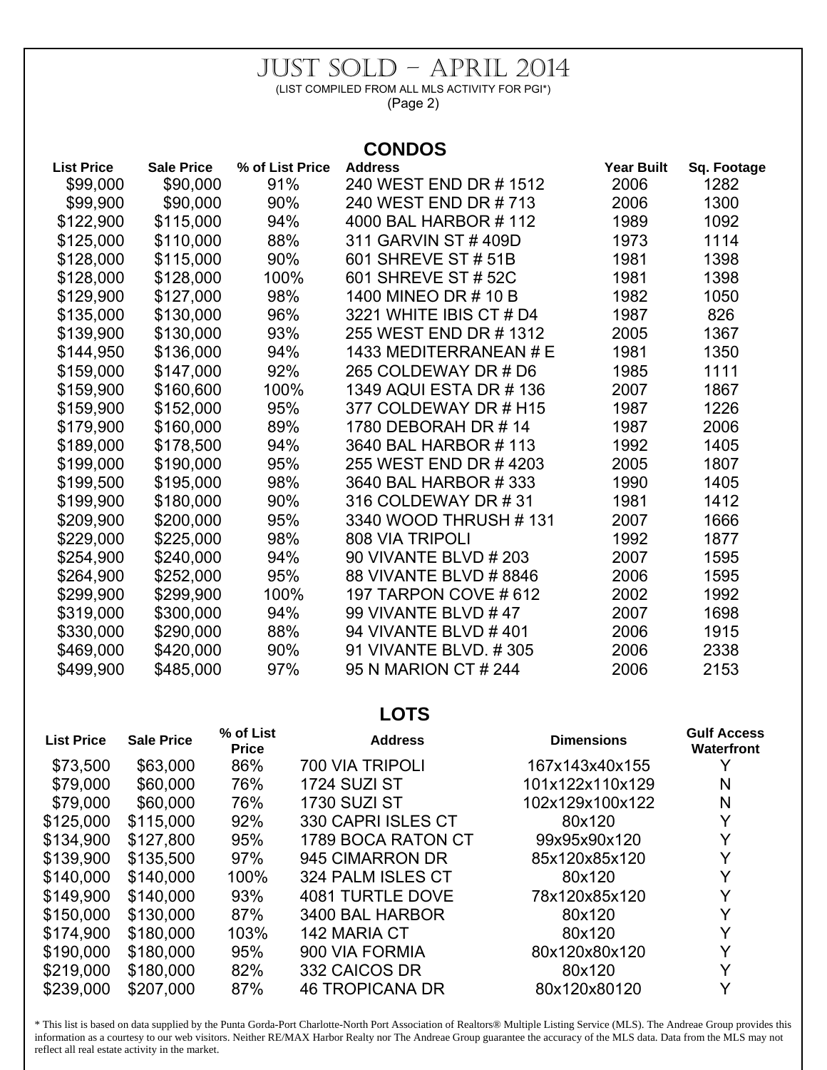# JUST SOLD – APRIL 2014

(LIST COMPILED FROM ALL MLS ACTIVITY FOR PGI*)

(Page 2)

## CONDOS

| List Price | Sale Price | % of List Price | Address | Year Built | Sq. Footage |
|---|---|---|---|---|---|
| $99,000 | $90,000 | 91% | 240 WEST END DR # 1512 | 2006 | 1282 |
| $99,900 | $90,000 | 90% | 240 WEST END DR # 713 | 2006 | 1300 |
| $122,900 | $115,000 | 94% | 4000 BAL HARBOR # 112 | 1989 | 1092 |
| $125,000 | $110,000 | 88% | 311 GARVIN ST # 409D | 1973 | 1114 |
| $128,000 | $115,000 | 90% | 601 SHREVE ST # 51B | 1981 | 1398 |
| $128,000 | $128,000 | 100% | 601 SHREVE ST # 52C | 1981 | 1398 |
| $129,900 | $127,000 | 98% | 1400 MINEO DR # 10 B | 1982 | 1050 |
| $135,000 | $130,000 | 96% | 3221 WHITE IBIS CT # D4 | 1987 | 826 |
| $139,900 | $130,000 | 93% | 255 WEST END DR # 1312 | 2005 | 1367 |
| $144,950 | $136,000 | 94% | 1433 MEDITERRANEAN # E | 1981 | 1350 |
| $159,000 | $147,000 | 92% | 265 COLDEWAY DR # D6 | 1985 | 1111 |
| $159,900 | $160,600 | 100% | 1349 AQUI ESTA DR # 136 | 2007 | 1867 |
| $159,900 | $152,000 | 95% | 377 COLDEWAY DR # H15 | 1987 | 1226 |
| $179,900 | $160,000 | 89% | 1780 DEBORAH DR # 14 | 1987 | 2006 |
| $189,000 | $178,500 | 94% | 3640 BAL HARBOR # 113 | 1992 | 1405 |
| $199,000 | $190,000 | 95% | 255 WEST END DR # 4203 | 2005 | 1807 |
| $199,500 | $195,000 | 98% | 3640 BAL HARBOR # 333 | 1990 | 1405 |
| $199,900 | $180,000 | 90% | 316 COLDEWAY DR # 31 | 1981 | 1412 |
| $209,900 | $200,000 | 95% | 3340 WOOD THRUSH # 131 | 2007 | 1666 |
| $229,000 | $225,000 | 98% | 808 VIA TRIPOLI | 1992 | 1877 |
| $254,900 | $240,000 | 94% | 90 VIVANTE BLVD # 203 | 2007 | 1595 |
| $264,900 | $252,000 | 95% | 88 VIVANTE BLVD # 8846 | 2006 | 1595 |
| $299,900 | $299,900 | 100% | 197 TARPON COVE # 612 | 2002 | 1992 |
| $319,000 | $300,000 | 94% | 99 VIVANTE BLVD # 47 | 2007 | 1698 |
| $330,000 | $290,000 | 88% | 94 VIVANTE BLVD # 401 | 2006 | 1915 |
| $469,000 | $420,000 | 90% | 91 VIVANTE BLVD. # 305 | 2006 | 2338 |
| $499,900 | $485,000 | 97% | 95 N MARION CT # 244 | 2006 | 2153 |

## LOTS

| List Price | Sale Price | % of List Price | Address | Dimensions | Gulf Access Waterfront |
|---|---|---|---|---|---|
| $73,500 | $63,000 | 86% | 700 VIA TRIPOLI | 167x143x40x155 | Y |
| $79,000 | $60,000 | 76% | 1724 SUZI ST | 101x122x110x129 | N |
| $79,000 | $60,000 | 76% | 1730 SUZI ST | 102x129x100x122 | N |
| $125,000 | $115,000 | 92% | 330 CAPRI ISLES CT | 80x120 | Y |
| $134,900 | $127,800 | 95% | 1789 BOCA RATON CT | 99x95x90x120 | Y |
| $139,900 | $135,500 | 97% | 945 CIMARRON DR | 85x120x85x120 | Y |
| $140,000 | $140,000 | 100% | 324 PALM ISLES CT | 80x120 | Y |
| $149,900 | $140,000 | 93% | 4081 TURTLE DOVE | 78x120x85x120 | Y |
| $150,000 | $130,000 | 87% | 3400 BAL HARBOR | 80x120 | Y |
| $174,900 | $180,000 | 103% | 142 MARIA CT | 80x120 | Y |
| $190,000 | $180,000 | 95% | 900 VIA FORMIA | 80x120x80x120 | Y |
| $219,000 | $180,000 | 82% | 332 CAICOS DR | 80x120 | Y |
| $239,000 | $207,000 | 87% | 46 TROPICANA DR | 80x120x80120 | Y |

* This list is based on data supplied by the Punta Gorda-Port Charlotte-North Port Association of Realtors® Multiple Listing Service (MLS). The Andreae Group provides this information as a courtesy to our web visitors. Neither RE/MAX Harbor Realty nor The Andreae Group guarantee the accuracy of the MLS data. Data from the MLS may not reflect all real estate activity in the market.